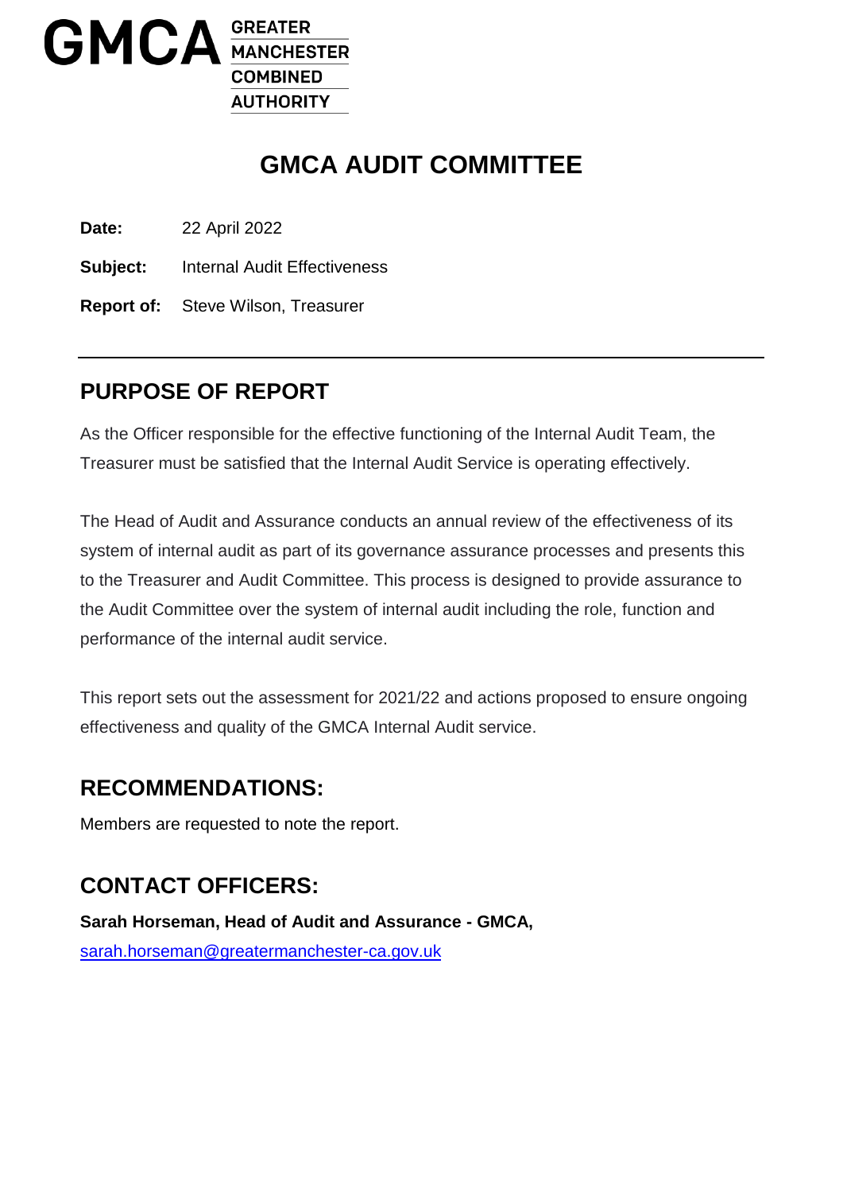GMCA GREATER MANCHESTER COMBINED AUTHORITY

# GMCA AUDIT COMMITTEE

**Date:** 22 April 2022

**Subject:** Internal Audit Effectiveness

**Report of:** Steve Wilson, Treasurer

---

## PURPOSE OF REPORT

As the Officer responsible for the effective functioning of the Internal Audit Team, the Treasurer must be satisfied that the Internal Audit Service is operating effectively.

The Head of Audit and Assurance conducts an annual review of the effectiveness of its system of internal audit as part of its governance assurance processes and presents this to the Treasurer and Audit Committee. This process is designed to provide assurance to the Audit Committee over the system of internal audit including the role, function and performance of the internal audit service.

This report sets out the assessment for 2021/22 and actions proposed to ensure ongoing effectiveness and quality of the GMCA Internal Audit service.

## RECOMMENDATIONS:

Members are requested to note the report.

## CONTACT OFFICERS:

**Sarah Horseman, Head of Audit and Assurance - GMCA,**

sarah.horseman@greatermanchester-ca.gov.uk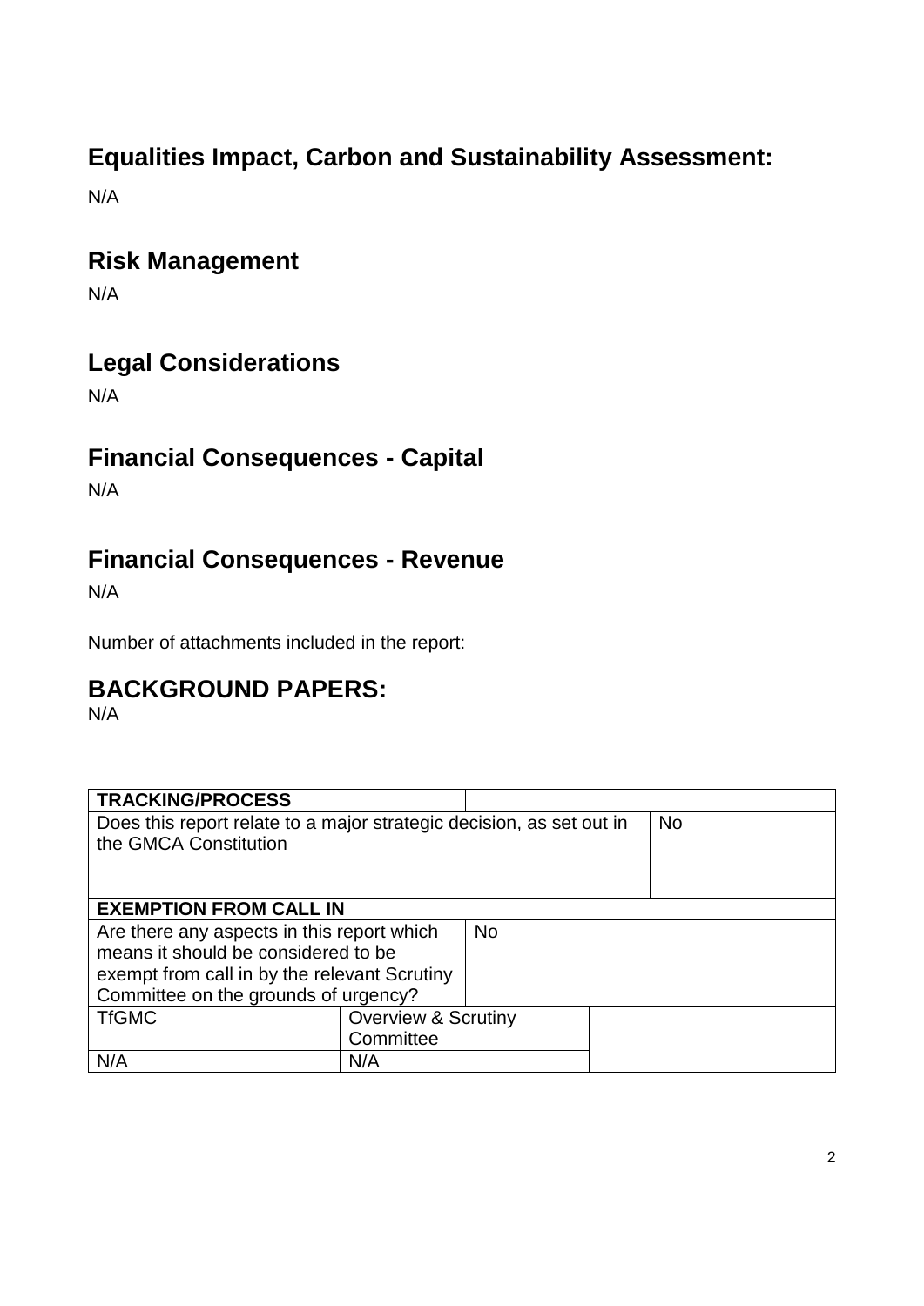## Equalities Impact, Carbon and Sustainability Assessment:

N/A

## Risk Management

N/A

## Legal Considerations

N/A

## Financial Consequences - Capital

N/A

## Financial Consequences - Revenue

N/A

Number of attachments included in the report:

## BACKGROUND PAPERS:

N/A

| TRACKING/PROCESS | | | |
|---|---|---|---|
| Does this report relate to a major strategic decision, as set out in the GMCA Constitution | | | No |
| **EXEMPTION FROM CALL IN** | | | |
| Are there any aspects in this report which means it should be considered to be exempt from call in by the relevant Scrutiny Committee on the grounds of urgency? | | No | |
| TfGMC | Overview & Scrutiny Committee | | |
| N/A | N/A | | |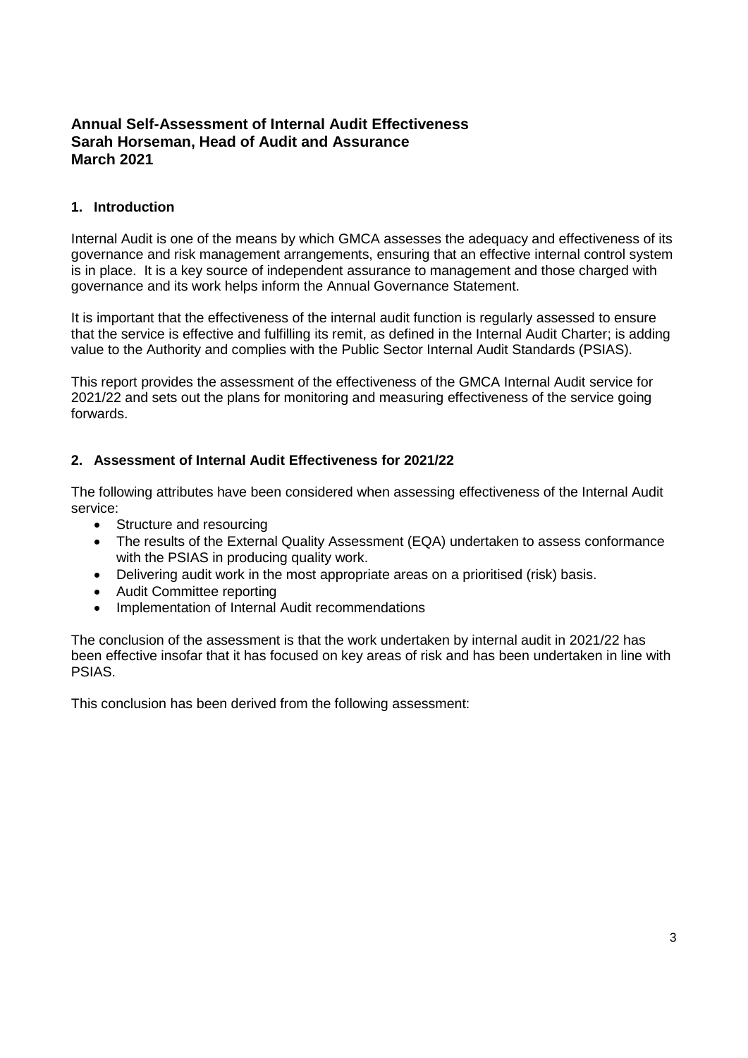**Annual Self-Assessment of Internal Audit Effectiveness**
**Sarah Horseman, Head of Audit and Assurance**
**March 2021**

## 1. Introduction

Internal Audit is one of the means by which GMCA assesses the adequacy and effectiveness of its governance and risk management arrangements, ensuring that an effective internal control system is in place. It is a key source of independent assurance to management and those charged with governance and its work helps inform the Annual Governance Statement.

It is important that the effectiveness of the internal audit function is regularly assessed to ensure that the service is effective and fulfilling its remit, as defined in the Internal Audit Charter; is adding value to the Authority and complies with the Public Sector Internal Audit Standards (PSIAS).

This report provides the assessment of the effectiveness of the GMCA Internal Audit service for 2021/22 and sets out the plans for monitoring and measuring effectiveness of the service going forwards.

## 2. Assessment of Internal Audit Effectiveness for 2021/22

The following attributes have been considered when assessing effectiveness of the Internal Audit service:

- Structure and resourcing
- The results of the External Quality Assessment (EQA) undertaken to assess conformance with the PSIAS in producing quality work.
- Delivering audit work in the most appropriate areas on a prioritised (risk) basis.
- Audit Committee reporting
- Implementation of Internal Audit recommendations

The conclusion of the assessment is that the work undertaken by internal audit in 2021/22 has been effective insofar that it has focused on key areas of risk and has been undertaken in line with PSIAS.

This conclusion has been derived from the following assessment: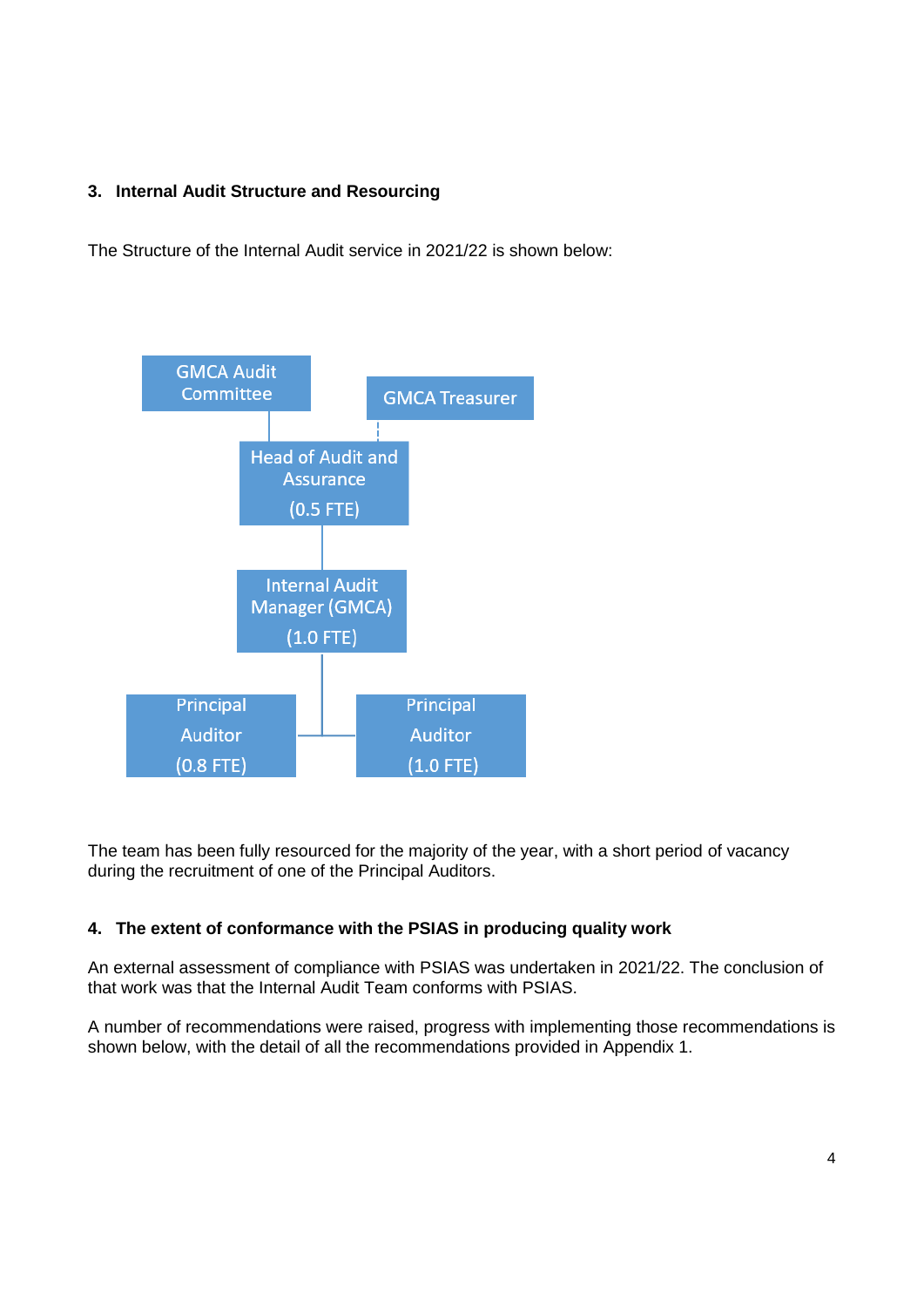## 3. Internal Audit Structure and Resourcing

The Structure of the Internal Audit service in 2021/22 is shown below:

GMCA Audit Committee

GMCA Treasurer

Head of Audit and Assurance (0.5 FTE)

Internal Audit Manager (GMCA) (1.0 FTE)

Principal Auditor (0.8 FTE)

Principal Auditor (1.0 FTE)

The team has been fully resourced for the majority of the year, with a short period of vacancy during the recruitment of one of the Principal Auditors.

## 4. The extent of conformance with the PSIAS in producing quality work

An external assessment of compliance with PSIAS was undertaken in 2021/22. The conclusion of that work was that the Internal Audit Team conforms with PSIAS.

A number of recommendations were raised, progress with implementing those recommendations is shown below, with the detail of all the recommendations provided in Appendix 1.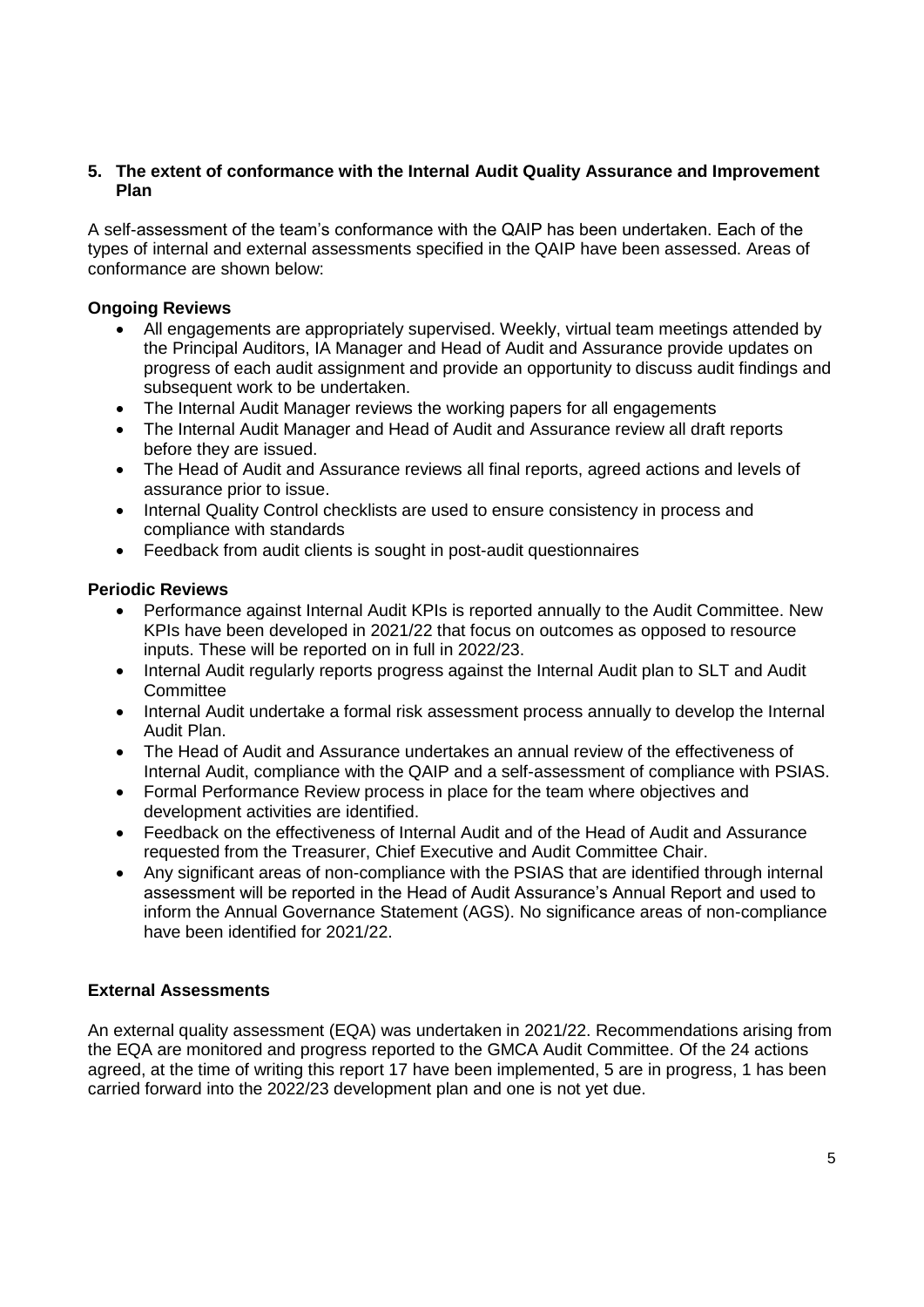## 5. The extent of conformance with the Internal Audit Quality Assurance and Improvement Plan

A self-assessment of the team's conformance with the QAIP has been undertaken. Each of the types of internal and external assessments specified in the QAIP have been assessed. Areas of conformance are shown below:

### Ongoing Reviews

- All engagements are appropriately supervised. Weekly, virtual team meetings attended by the Principal Auditors, IA Manager and Head of Audit and Assurance provide updates on progress of each audit assignment and provide an opportunity to discuss audit findings and subsequent work to be undertaken.
- The Internal Audit Manager reviews the working papers for all engagements
- The Internal Audit Manager and Head of Audit and Assurance review all draft reports before they are issued.
- The Head of Audit and Assurance reviews all final reports, agreed actions and levels of assurance prior to issue.
- Internal Quality Control checklists are used to ensure consistency in process and compliance with standards
- Feedback from audit clients is sought in post-audit questionnaires

### Periodic Reviews

- Performance against Internal Audit KPIs is reported annually to the Audit Committee. New KPIs have been developed in 2021/22 that focus on outcomes as opposed to resource inputs. These will be reported on in full in 2022/23.
- Internal Audit regularly reports progress against the Internal Audit plan to SLT and Audit Committee
- Internal Audit undertake a formal risk assessment process annually to develop the Internal Audit Plan.
- The Head of Audit and Assurance undertakes an annual review of the effectiveness of Internal Audit, compliance with the QAIP and a self-assessment of compliance with PSIAS.
- Formal Performance Review process in place for the team where objectives and development activities are identified.
- Feedback on the effectiveness of Internal Audit and of the Head of Audit and Assurance requested from the Treasurer, Chief Executive and Audit Committee Chair.
- Any significant areas of non-compliance with the PSIAS that are identified through internal assessment will be reported in the Head of Audit Assurance's Annual Report and used to inform the Annual Governance Statement (AGS). No significance areas of non-compliance have been identified for 2021/22.

### External Assessments

An external quality assessment (EQA) was undertaken in 2021/22. Recommendations arising from the EQA are monitored and progress reported to the GMCA Audit Committee. Of the 24 actions agreed, at the time of writing this report 17 have been implemented, 5 are in progress, 1 has been carried forward into the 2022/23 development plan and one is not yet due.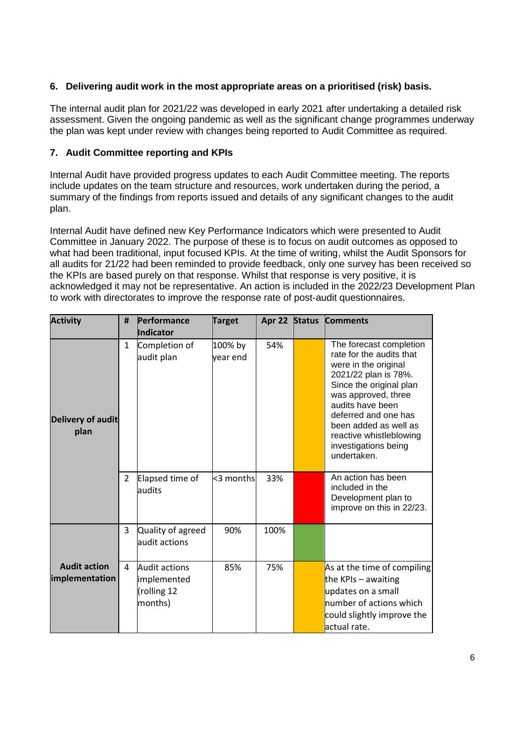### 6. Delivering audit work in the most appropriate areas on a prioritised (risk) basis.

The internal audit plan for 2021/22 was developed in early 2021 after undertaking a detailed risk assessment. Given the ongoing pandemic as well as the significant change programmes underway the plan was kept under review with changes being reported to Audit Committee as required.

### 7. Audit Committee reporting and KPIs

Internal Audit have provided progress updates to each Audit Committee meeting. The reports include updates on the team structure and resources, work undertaken during the period, a summary of the findings from reports issued and details of any significant changes to the audit plan.

Internal Audit have defined new Key Performance Indicators which were presented to Audit Committee in January 2022. The purpose of these is to focus on audit outcomes as opposed to what had been traditional, input focused KPIs. At the time of writing, whilst the Audit Sponsors for all audits for 21/22 had been reminded to provide feedback, only one survey has been received so the KPIs are based purely on that response. Whilst that response is very positive, it is acknowledged it may not be representative. An action is included in the 2022/23 Development Plan to work with directorates to improve the response rate of post-audit questionnaires.

| Activity | # | Performance Indicator | Target | Apr 22 | Status | Comments |
|---|---|---|---|---|---|---|
| Delivery of audit plan | 1 | Completion of audit plan | 100% by year end | 54% | Amber | The forecast completion rate for the audits that were in the original 2021/22 plan is 78%. Since the original plan was approved, three audits have been deferred and one has been added as well as reactive whistleblowing investigations being undertaken. |
| | 2 | Elapsed time of audits | <3 months | 33% | Red | An action has been included in the Development plan to improve on this in 22/23. |
| Audit action implementation | 3 | Quality of agreed audit actions | 90% | 100% | Green | |
| | 4 | Audit actions implemented (rolling 12 months) | 85% | 75% | Amber | As at the time of compiling the KPIs – awaiting updates on a small number of actions which could slightly improve the actual rate. |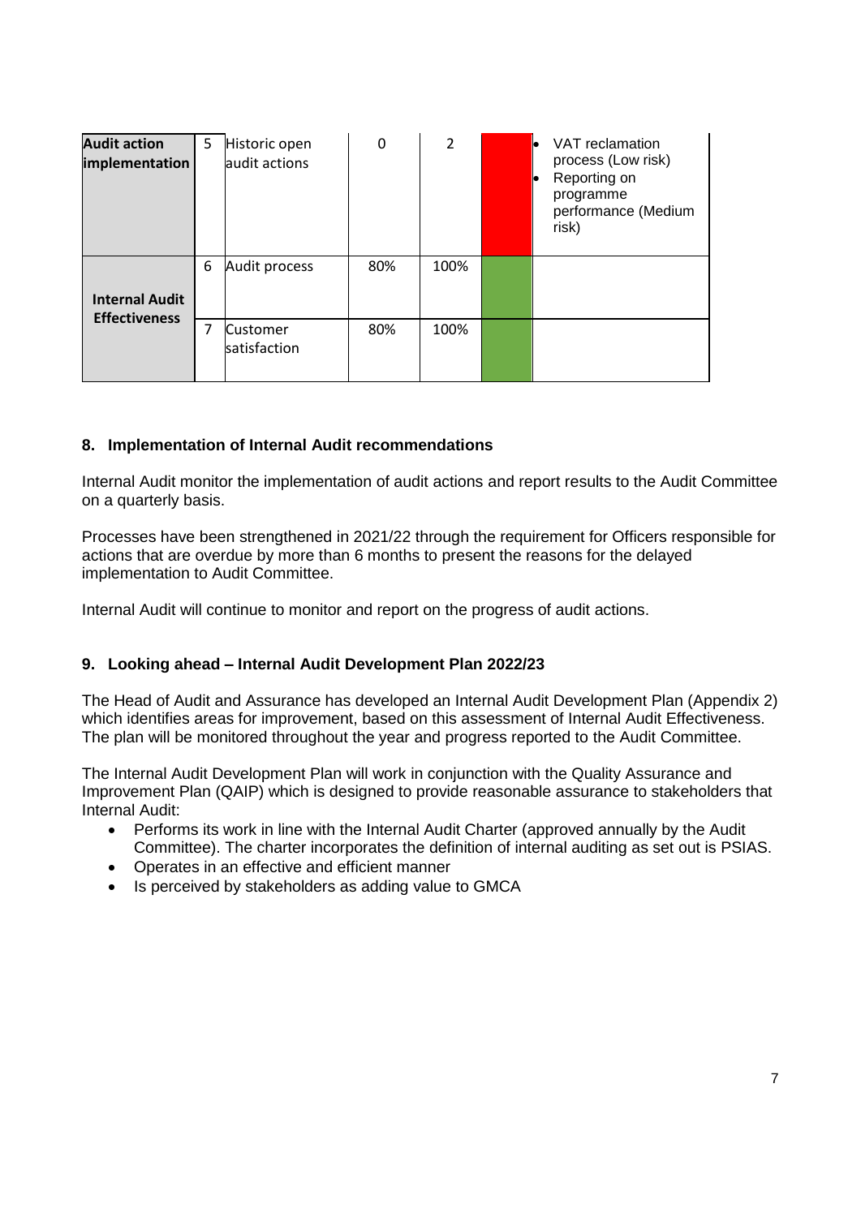| | | | | | | |
|---|---|---|---|---|---|---|
| **Audit action implementation** | 5 | Historic open audit actions | 0 | 2 | | • VAT reclamation process (Low risk)<br>• Reporting on programme performance (Medium risk) |
| **Internal Audit Effectiveness** | 6 | Audit process | 80% | 100% | | |
| | 7 | Customer satisfaction | 80% | 100% | | |

## 8. Implementation of Internal Audit recommendations

Internal Audit monitor the implementation of audit actions and report results to the Audit Committee on a quarterly basis.

Processes have been strengthened in 2021/22 through the requirement for Officers responsible for actions that are overdue by more than 6 months to present the reasons for the delayed implementation to Audit Committee.

Internal Audit will continue to monitor and report on the progress of audit actions.

## 9. Looking ahead – Internal Audit Development Plan 2022/23

The Head of Audit and Assurance has developed an Internal Audit Development Plan (Appendix 2) which identifies areas for improvement, based on this assessment of Internal Audit Effectiveness. The plan will be monitored throughout the year and progress reported to the Audit Committee.

The Internal Audit Development Plan will work in conjunction with the Quality Assurance and Improvement Plan (QAIP) which is designed to provide reasonable assurance to stakeholders that Internal Audit:

- Performs its work in line with the Internal Audit Charter (approved annually by the Audit Committee). The charter incorporates the definition of internal auditing as set out is PSIAS.
- Operates in an effective and efficient manner
- Is perceived by stakeholders as adding value to GMCA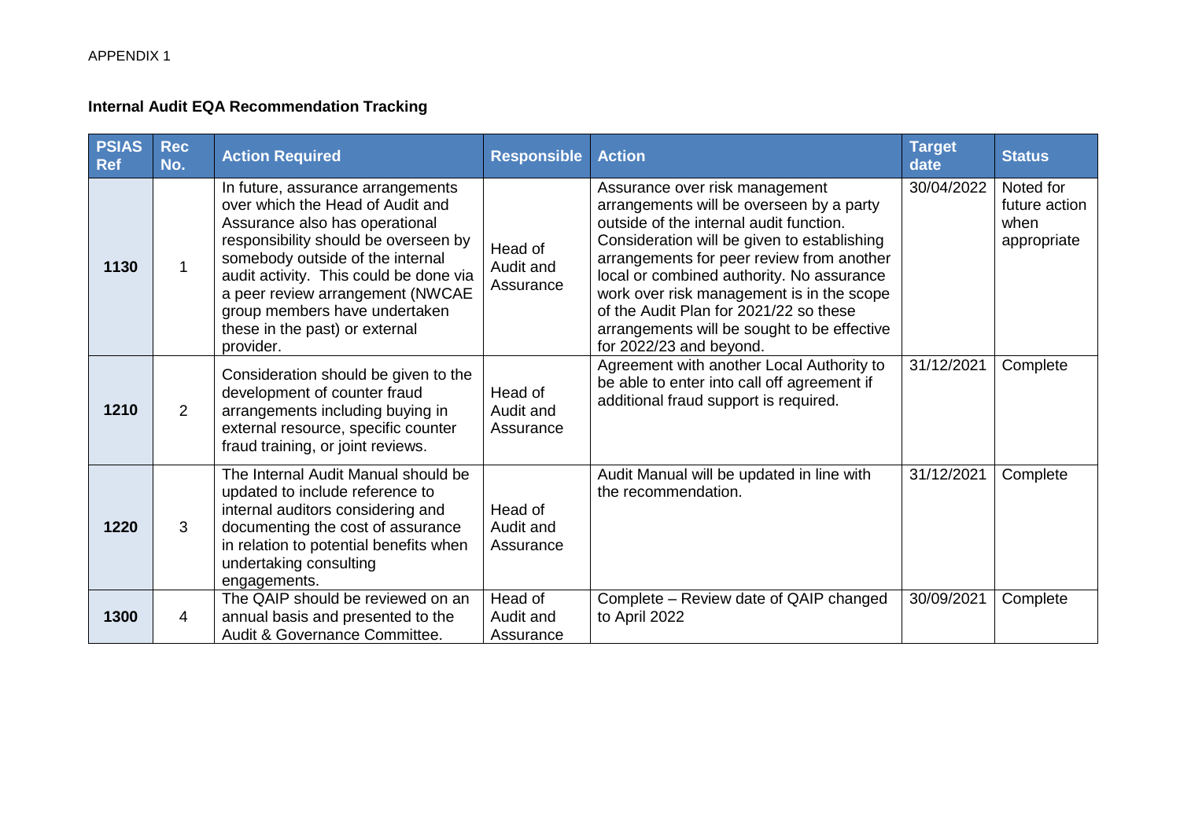APPENDIX 1

**Internal Audit EQA Recommendation Tracking**

| PSIAS Ref | Rec No. | Action Required | Responsible | Action | Target date | Status |
|---|---|---|---|---|---|---|
| **1130** | 1 | In future, assurance arrangements over which the Head of Audit and Assurance also has operational responsibility should be overseen by somebody outside of the internal audit activity. This could be done via a peer review arrangement (NWCAE group members have undertaken these in the past) or external provider. | Head of Audit and Assurance | Assurance over risk management arrangements will be overseen by a party outside of the internal audit function. Consideration will be given to establishing arrangements for peer review from another local or combined authority. No assurance work over risk management is in the scope of the Audit Plan for 2021/22 so these arrangements will be sought to be effective for 2022/23 and beyond. | 30/04/2022 | Noted for future action when appropriate |
| **1210** | 2 | Consideration should be given to the development of counter fraud arrangements including buying in external resource, specific counter fraud training, or joint reviews. | Head of Audit and Assurance | Agreement with another Local Authority to be able to enter into call off agreement if additional fraud support is required. | 31/12/2021 | Complete |
| **1220** | 3 | The Internal Audit Manual should be updated to include reference to internal auditors considering and documenting the cost of assurance in relation to potential benefits when undertaking consulting engagements. | Head of Audit and Assurance | Audit Manual will be updated in line with the recommendation. | 31/12/2021 | Complete |
| **1300** | 4 | The QAIP should be reviewed on an annual basis and presented to the Audit & Governance Committee. | Head of Audit and Assurance | Complete – Review date of QAIP changed to April 2022 | 30/09/2021 | Complete |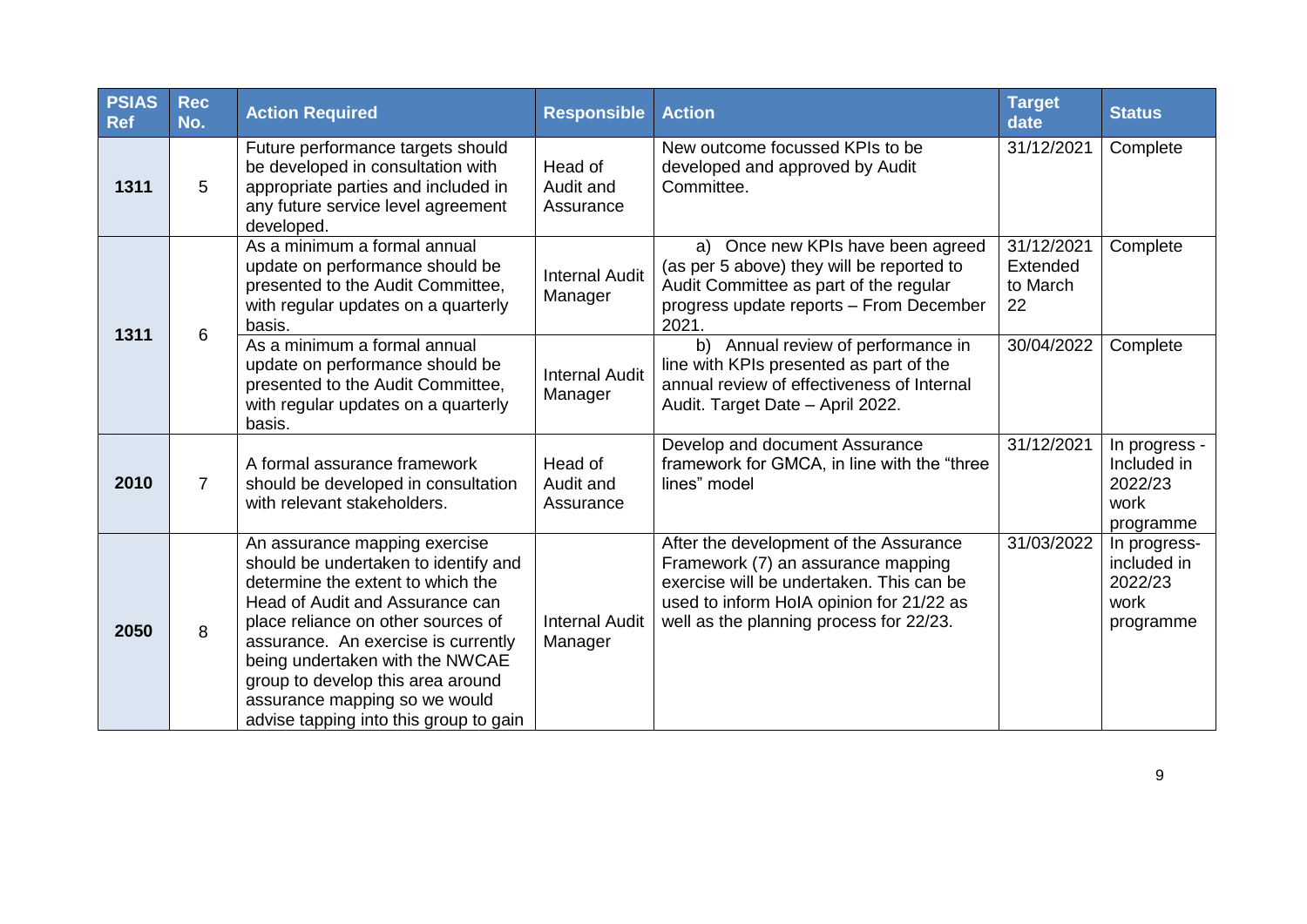| PSIAS Ref | Rec No. | Action Required | Responsible | Action | Target date | Status |
|---|---|---|---|---|---|---|
| **1311** | 5 | Future performance targets should be developed in consultation with appropriate parties and included in any future service level agreement developed. | Head of Audit and Assurance | New outcome focussed KPIs to be developed and approved by Audit Committee. | 31/12/2021 | Complete |
| **1311** | 6 | As a minimum a formal annual update on performance should be presented to the Audit Committee, with regular updates on a quarterly basis. | Internal Audit Manager | a) Once new KPIs have been agreed (as per 5 above) they will be reported to Audit Committee as part of the regular progress update reports – From December 2021. | 31/12/2021 Extended to March 22 | Complete |
| | | As a minimum a formal annual update on performance should be presented to the Audit Committee, with regular updates on a quarterly basis. | Internal Audit Manager | b) Annual review of performance in line with KPIs presented as part of the annual review of effectiveness of Internal Audit. Target Date – April 2022. | 30/04/2022 | Complete |
| **2010** | 7 | A formal assurance framework should be developed in consultation with relevant stakeholders. | Head of Audit and Assurance | Develop and document Assurance framework for GMCA, in line with the "three lines" model | 31/12/2021 | In progress - Included in 2022/23 work programme |
| **2050** | 8 | An assurance mapping exercise should be undertaken to identify and determine the extent to which the Head of Audit and Assurance can place reliance on other sources of assurance. An exercise is currently being undertaken with the NWCAE group to develop this area around assurance mapping so we would advise tapping into this group to gain | Internal Audit Manager | After the development of the Assurance Framework (7) an assurance mapping exercise will be undertaken. This can be used to inform HoIA opinion for 21/22 as well as the planning process for 22/23. | 31/03/2022 | In progress-included in 2022/23 work programme |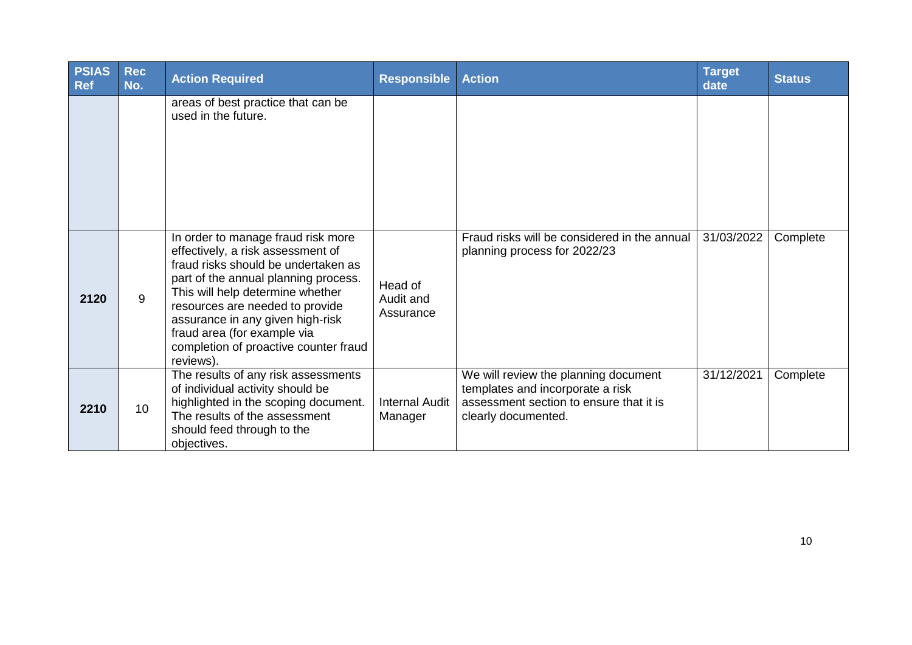| PSIAS Ref | Rec No. | Action Required | Responsible | Action | Target date | Status |
|---|---|---|---|---|---|---|
| | | areas of best practice that can be used in the future. | | | | |
| 2120 | 9 | In order to manage fraud risk more effectively, a risk assessment of fraud risks should be undertaken as part of the annual planning process. This will help determine whether resources are needed to provide assurance in any given high-risk fraud area (for example via completion of proactive counter fraud reviews). | Head of Audit and Assurance | Fraud risks will be considered in the annual planning process for 2022/23 | 31/03/2022 | Complete |
| 2210 | 10 | The results of any risk assessments of individual activity should be highlighted in the scoping document. The results of the assessment should feed through to the objectives. | Internal Audit Manager | We will review the planning document templates and incorporate a risk assessment section to ensure that it is clearly documented. | 31/12/2021 | Complete |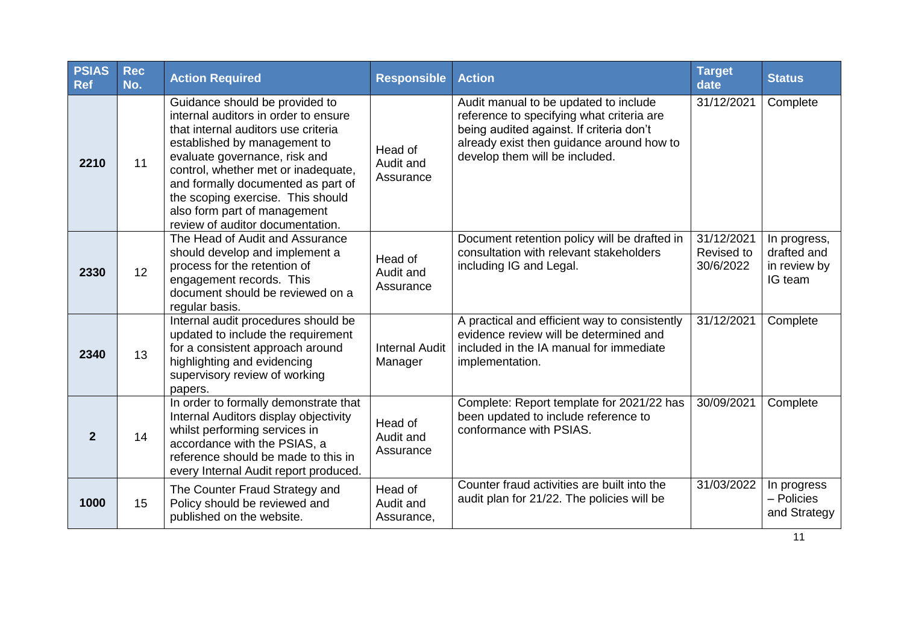| PSIAS Ref | Rec No. | Action Required | Responsible | Action | Target date | Status |
|---|---|---|---|---|---|---|
| **2210** | 11 | Guidance should be provided to internal auditors in order to ensure that internal auditors use criteria established by management to evaluate governance, risk and control, whether met or inadequate, and formally documented as part of the scoping exercise. This should also form part of management review of auditor documentation. | Head of Audit and Assurance | Audit manual to be updated to include reference to specifying what criteria are being audited against. If criteria don't already exist then guidance around how to develop them will be included. | 31/12/2021 | Complete |
| **2330** | 12 | The Head of Audit and Assurance should develop and implement a process for the retention of engagement records. This document should be reviewed on a regular basis. | Head of Audit and Assurance | Document retention policy will be drafted in consultation with relevant stakeholders including IG and Legal. | 31/12/2021 Revised to 30/6/2022 | In progress, drafted and in review by IG team |
| **2340** | 13 | Internal audit procedures should be updated to include the requirement for a consistent approach around highlighting and evidencing supervisory review of working papers. | Internal Audit Manager | A practical and efficient way to consistently evidence review will be determined and included in the IA manual for immediate implementation. | 31/12/2021 | Complete |
| **2** | 14 | In order to formally demonstrate that Internal Auditors display objectivity whilst performing services in accordance with the PSIAS, a reference should be made to this in every Internal Audit report produced. | Head of Audit and Assurance | Complete: Report template for 2021/22 has been updated to include reference to conformance with PSIAS. | 30/09/2021 | Complete |
| **1000** | 15 | The Counter Fraud Strategy and Policy should be reviewed and published on the website. | Head of Audit and Assurance, | Counter fraud activities are built into the audit plan for 21/22. The policies will be | 31/03/2022 | In progress – Policies and Strategy |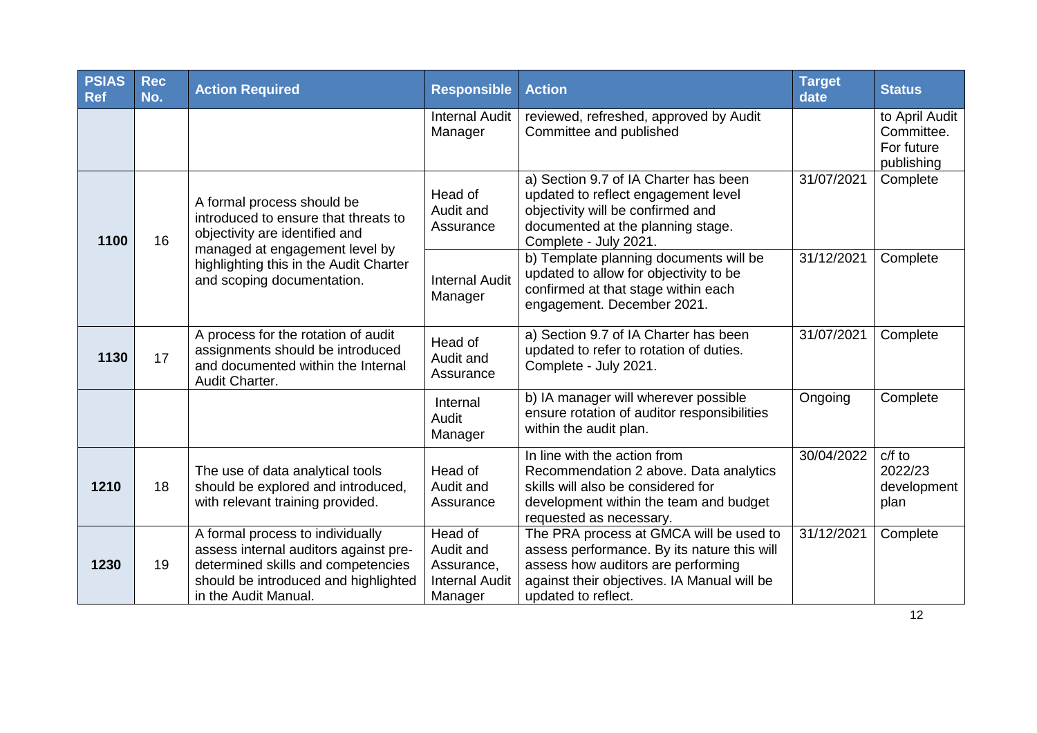| PSIAS Ref | Rec No. | Action Required | Responsible | Action | Target date | Status |
|---|---|---|---|---|---|---|
| | | | Internal Audit Manager | reviewed, refreshed, approved by Audit Committee and published | | to April Audit Committee. For future publishing |
| 1100 | 16 | A formal process should be introduced to ensure that threats to objectivity are identified and managed at engagement level by highlighting this in the Audit Charter and scoping documentation. | Head of Audit and Assurance | a) Section 9.7 of IA Charter has been updated to reflect engagement level objectivity will be confirmed and documented at the planning stage. Complete - July 2021. | 31/07/2021 | Complete |
| | | | Internal Audit Manager | b) Template planning documents will be updated to allow for objectivity to be confirmed at that stage within each engagement. December 2021. | 31/12/2021 | Complete |
| 1130 | 17 | A process for the rotation of audit assignments should be introduced and documented within the Internal Audit Charter. | Head of Audit and Assurance | a) Section 9.7 of IA Charter has been updated to refer to rotation of duties. Complete - July 2021. | 31/07/2021 | Complete |
| | | | Internal Audit Manager | b) IA manager will wherever possible ensure rotation of auditor responsibilities within the audit plan. | Ongoing | Complete |
| 1210 | 18 | The use of data analytical tools should be explored and introduced, with relevant training provided. | Head of Audit and Assurance | In line with the action from Recommendation 2 above. Data analytics skills will also be considered for development within the team and budget requested as necessary. | 30/04/2022 | c/f to 2022/23 development plan |
| 1230 | 19 | A formal process to individually assess internal auditors against pre-determined skills and competencies should be introduced and highlighted in the Audit Manual. | Head of Audit and Assurance, Internal Audit Manager | The PRA process at GMCA will be used to assess performance. By its nature this will assess how auditors are performing against their objectives. IA Manual will be updated to reflect. | 31/12/2021 | Complete |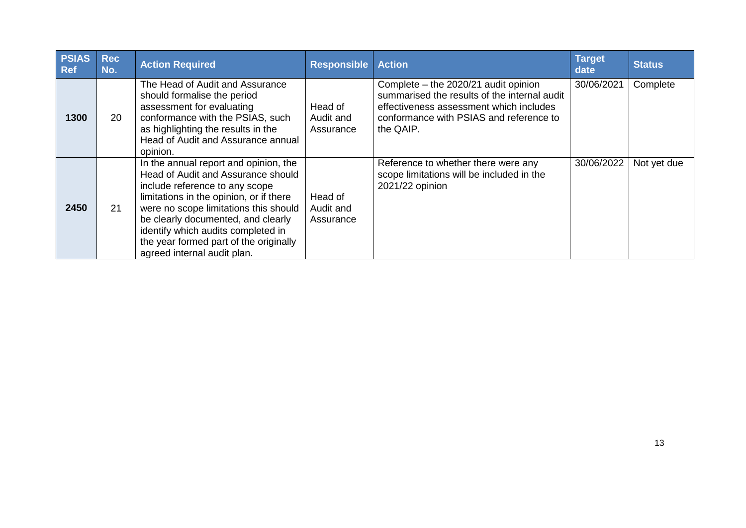| PSIAS Ref | Rec No. | Action Required | Responsible | Action | Target date | Status |
|---|---|---|---|---|---|---|
| **1300** | 20 | The Head of Audit and Assurance should formalise the period assessment for evaluating conformance with the PSIAS, such as highlighting the results in the Head of Audit and Assurance annual opinion. | Head of Audit and Assurance | Complete – the 2020/21 audit opinion summarised the results of the internal audit effectiveness assessment which includes conformance with PSIAS and reference to the QAIP. | 30/06/2021 | Complete |
| **2450** | 21 | In the annual report and opinion, the Head of Audit and Assurance should include reference to any scope limitations in the opinion, or if there were no scope limitations this should be clearly documented, and clearly identify which audits completed in the year formed part of the originally agreed internal audit plan. | Head of Audit and Assurance | Reference to whether there were any scope limitations will be included in the 2021/22 opinion | 30/06/2022 | Not yet due |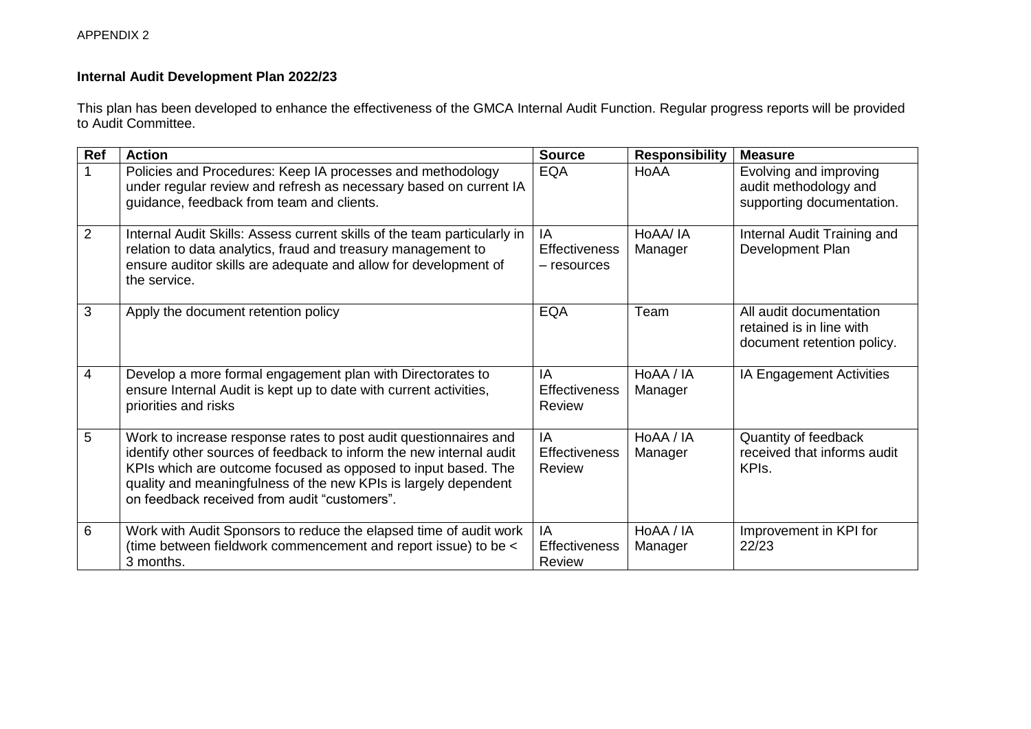APPENDIX 2

**Internal Audit Development Plan 2022/23**

This plan has been developed to enhance the effectiveness of the GMCA Internal Audit Function. Regular progress reports will be provided to Audit Committee.

| Ref | Action | Source | Responsibility | Measure |
|---|---|---|---|---|
| 1 | Policies and Procedures: Keep IA processes and methodology under regular review and refresh as necessary based on current IA guidance, feedback from team and clients. | EQA | HoAA | Evolving and improving audit methodology and supporting documentation. |
| 2 | Internal Audit Skills: Assess current skills of the team particularly in relation to data analytics, fraud and treasury management to ensure auditor skills are adequate and allow for development of the service. | IA Effectiveness – resources | HoAA/ IA Manager | Internal Audit Training and Development Plan |
| 3 | Apply the document retention policy | EQA | Team | All audit documentation retained is in line with document retention policy. |
| 4 | Develop a more formal engagement plan with Directorates to ensure Internal Audit is kept up to date with current activities, priorities and risks | IA Effectiveness Review | HoAA / IA Manager | IA Engagement Activities |
| 5 | Work to increase response rates to post audit questionnaires and identify other sources of feedback to inform the new internal audit KPIs which are outcome focused as opposed to input based. The quality and meaningfulness of the new KPIs is largely dependent on feedback received from audit "customers". | IA Effectiveness Review | HoAA / IA Manager | Quantity of feedback received that informs audit KPIs. |
| 6 | Work with Audit Sponsors to reduce the elapsed time of audit work (time between fieldwork commencement and report issue) to be < 3 months. | IA Effectiveness Review | HoAA / IA Manager | Improvement in KPI for 22/23 |